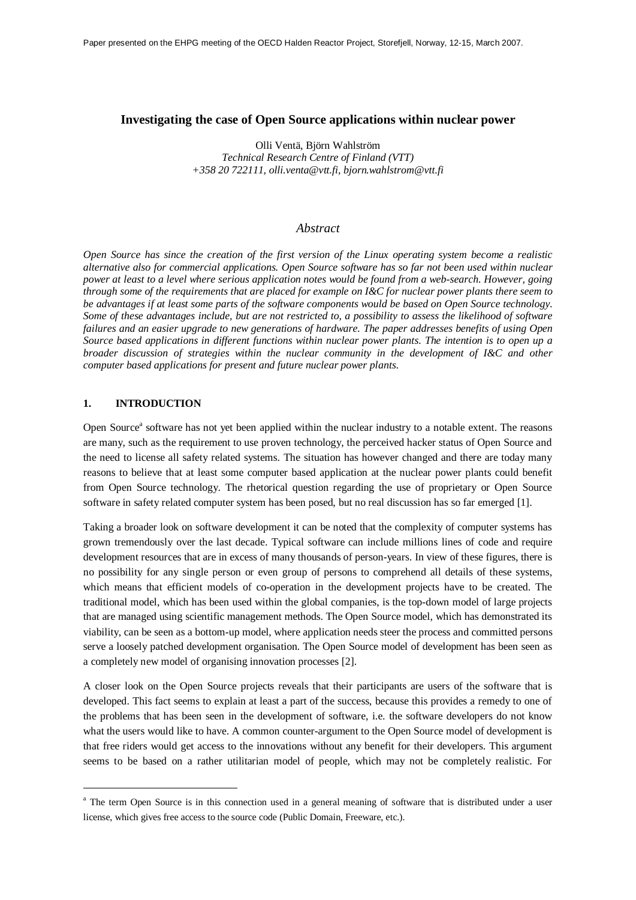Paper presented on the EHPG meeting of the OECD Halden Reactor Project, Storefjell, Norway, 12-15, March 2007.

# Investigating the case of Open Source applications within nuclear power

Olli Ventä, Björn Wahlström
*Technical Research Centre of Finland (VTT)*
*+358 20 722111, olli.venta@vtt.fi, bjorn.wahlstrom@vtt.fi*

## *Abstract*

*Open Source has since the creation of the first version of the Linux operating system become a realistic alternative also for commercial applications. Open Source software has so far not been used within nuclear power at least to a level where serious application notes would be found from a web-search. However, going through some of the requirements that are placed for example on I&C for nuclear power plants there seem to be advantages if at least some parts of the software components would be based on Open Source technology. Some of these advantages include, but are not restricted to, a possibility to assess the likelihood of software failures and an easier upgrade to new generations of hardware. The paper addresses benefits of using Open Source based applications in different functions within nuclear power plants. The intention is to open up a broader discussion of strategies within the nuclear community in the development of I&C and other computer based applications for present and future nuclear power plants.*

## 1. INTRODUCTION

Open Source[a] software has not yet been applied within the nuclear industry to a notable extent. The reasons are many, such as the requirement to use proven technology, the perceived hacker status of Open Source and the need to license all safety related systems. The situation has however changed and there are today many reasons to believe that at least some computer based application at the nuclear power plants could benefit from Open Source technology. The rhetorical question regarding the use of proprietary or Open Source software in safety related computer system has been posed, but no real discussion has so far emerged [1].

Taking a broader look on software development it can be noted that the complexity of computer systems has grown tremendously over the last decade. Typical software can include millions lines of code and require development resources that are in excess of many thousands of person-years. In view of these figures, there is no possibility for any single person or even group of persons to comprehend all details of these systems, which means that efficient models of co-operation in the development projects have to be created. The traditional model, which has been used within the global companies, is the top-down model of large projects that are managed using scientific management methods. The Open Source model, which has demonstrated its viability, can be seen as a bottom-up model, where application needs steer the process and committed persons serve a loosely patched development organisation. The Open Source model of development has been seen as a completely new model of organising innovation processes [2].

A closer look on the Open Source projects reveals that their participants are users of the software that is developed. This fact seems to explain at least a part of the success, because this provides a remedy to one of the problems that has been seen in the development of software, i.e. the software developers do not know what the users would like to have. A common counter-argument to the Open Source model of development is that free riders would get access to the innovations without any benefit for their developers. This argument seems to be based on a rather utilitarian model of people, which may not be completely realistic. For

[a] The term Open Source is in this connection used in a general meaning of software that is distributed under a user license, which gives free access to the source code (Public Domain, Freeware, etc.).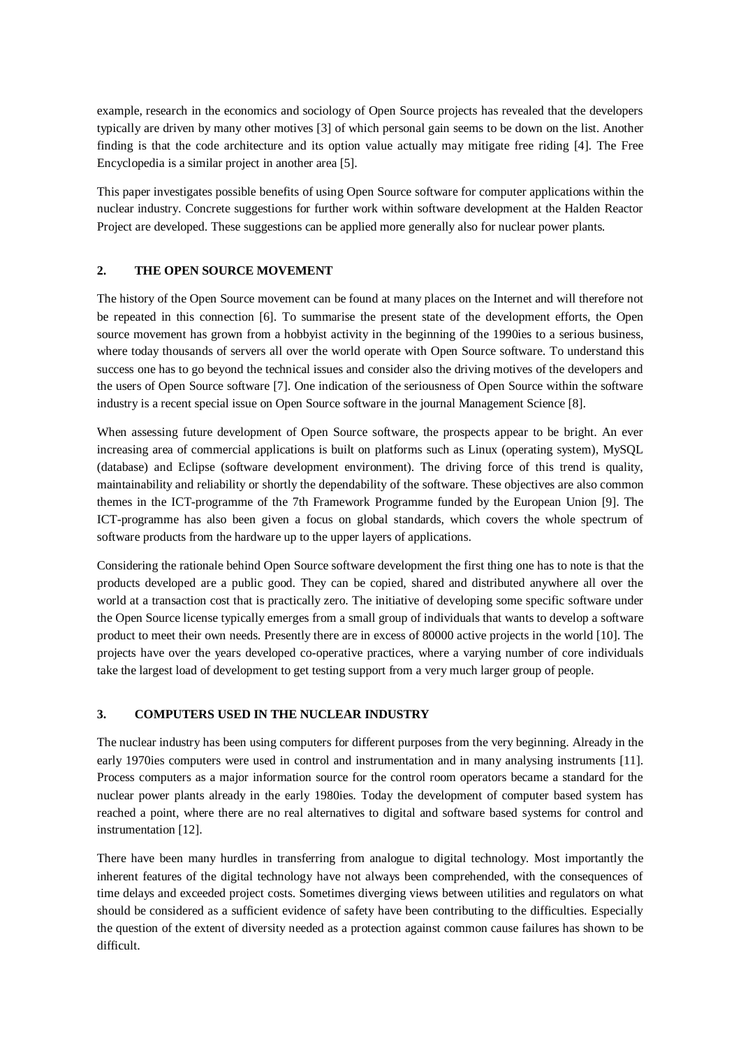example, research in the economics and sociology of Open Source projects has revealed that the developers typically are driven by many other motives [3] of which personal gain seems to be down on the list. Another finding is that the code architecture and its option value actually may mitigate free riding [4]. The Free Encyclopedia is a similar project in another area [5].

This paper investigates possible benefits of using Open Source software for computer applications within the nuclear industry. Concrete suggestions for further work within software development at the Halden Reactor Project are developed. These suggestions can be applied more generally also for nuclear power plants.

## 2. THE OPEN SOURCE MOVEMENT

The history of the Open Source movement can be found at many places on the Internet and will therefore not be repeated in this connection [6]. To summarise the present state of the development efforts, the Open source movement has grown from a hobbyist activity in the beginning of the 1990ies to a serious business, where today thousands of servers all over the world operate with Open Source software. To understand this success one has to go beyond the technical issues and consider also the driving motives of the developers and the users of Open Source software [7]. One indication of the seriousness of Open Source within the software industry is a recent special issue on Open Source software in the journal Management Science [8].

When assessing future development of Open Source software, the prospects appear to be bright. An ever increasing area of commercial applications is built on platforms such as Linux (operating system), MySQL (database) and Eclipse (software development environment). The driving force of this trend is quality, maintainability and reliability or shortly the dependability of the software. These objectives are also common themes in the ICT-programme of the 7th Framework Programme funded by the European Union [9]. The ICT-programme has also been given a focus on global standards, which covers the whole spectrum of software products from the hardware up to the upper layers of applications.

Considering the rationale behind Open Source software development the first thing one has to note is that the products developed are a public good. They can be copied, shared and distributed anywhere all over the world at a transaction cost that is practically zero. The initiative of developing some specific software under the Open Source license typically emerges from a small group of individuals that wants to develop a software product to meet their own needs. Presently there are in excess of 80000 active projects in the world [10]. The projects have over the years developed co-operative practices, where a varying number of core individuals take the largest load of development to get testing support from a very much larger group of people.

## 3. COMPUTERS USED IN THE NUCLEAR INDUSTRY

The nuclear industry has been using computers for different purposes from the very beginning. Already in the early 1970ies computers were used in control and instrumentation and in many analysing instruments [11]. Process computers as a major information source for the control room operators became a standard for the nuclear power plants already in the early 1980ies. Today the development of computer based system has reached a point, where there are no real alternatives to digital and software based systems for control and instrumentation [12].

There have been many hurdles in transferring from analogue to digital technology. Most importantly the inherent features of the digital technology have not always been comprehended, with the consequences of time delays and exceeded project costs. Sometimes diverging views between utilities and regulators on what should be considered as a sufficient evidence of safety have been contributing to the difficulties. Especially the question of the extent of diversity needed as a protection against common cause failures has shown to be difficult.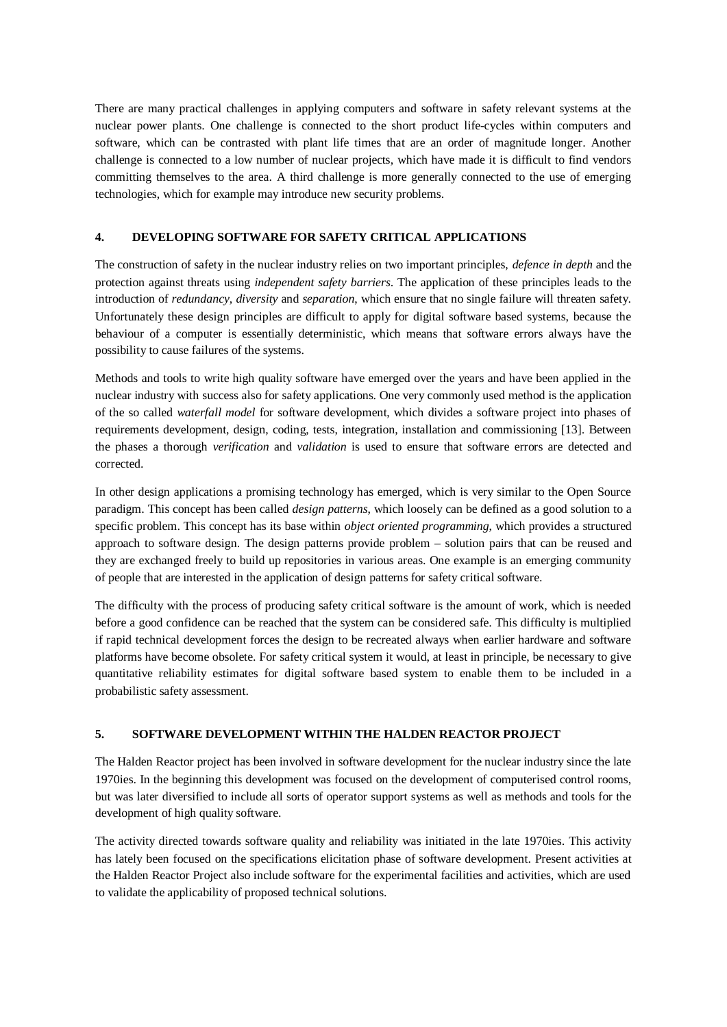There are many practical challenges in applying computers and software in safety relevant systems at the nuclear power plants. One challenge is connected to the short product life-cycles within computers and software, which can be contrasted with plant life times that are an order of magnitude longer. Another challenge is connected to a low number of nuclear projects, which have made it is difficult to find vendors committing themselves to the area. A third challenge is more generally connected to the use of emerging technologies, which for example may introduce new security problems.

## 4. DEVELOPING SOFTWARE FOR SAFETY CRITICAL APPLICATIONS

The construction of safety in the nuclear industry relies on two important principles, *defence in depth* and the protection against threats using *independent safety barriers*. The application of these principles leads to the introduction of *redundancy*, *diversity* and *separation*, which ensure that no single failure will threaten safety. Unfortunately these design principles are difficult to apply for digital software based systems, because the behaviour of a computer is essentially deterministic, which means that software errors always have the possibility to cause failures of the systems.

Methods and tools to write high quality software have emerged over the years and have been applied in the nuclear industry with success also for safety applications. One very commonly used method is the application of the so called *waterfall model* for software development, which divides a software project into phases of requirements development, design, coding, tests, integration, installation and commissioning [13]. Between the phases a thorough *verification* and *validation* is used to ensure that software errors are detected and corrected.

In other design applications a promising technology has emerged, which is very similar to the Open Source paradigm. This concept has been called *design patterns*, which loosely can be defined as a good solution to a specific problem. This concept has its base within *object oriented programming*, which provides a structured approach to software design. The design patterns provide problem – solution pairs that can be reused and they are exchanged freely to build up repositories in various areas. One example is an emerging community of people that are interested in the application of design patterns for safety critical software.

The difficulty with the process of producing safety critical software is the amount of work, which is needed before a good confidence can be reached that the system can be considered safe. This difficulty is multiplied if rapid technical development forces the design to be recreated always when earlier hardware and software platforms have become obsolete. For safety critical system it would, at least in principle, be necessary to give quantitative reliability estimates for digital software based system to enable them to be included in a probabilistic safety assessment.

## 5. SOFTWARE DEVELOPMENT WITHIN THE HALDEN REACTOR PROJECT

The Halden Reactor project has been involved in software development for the nuclear industry since the late 1970ies. In the beginning this development was focused on the development of computerised control rooms, but was later diversified to include all sorts of operator support systems as well as methods and tools for the development of high quality software.

The activity directed towards software quality and reliability was initiated in the late 1970ies. This activity has lately been focused on the specifications elicitation phase of software development. Present activities at the Halden Reactor Project also include software for the experimental facilities and activities, which are used to validate the applicability of proposed technical solutions.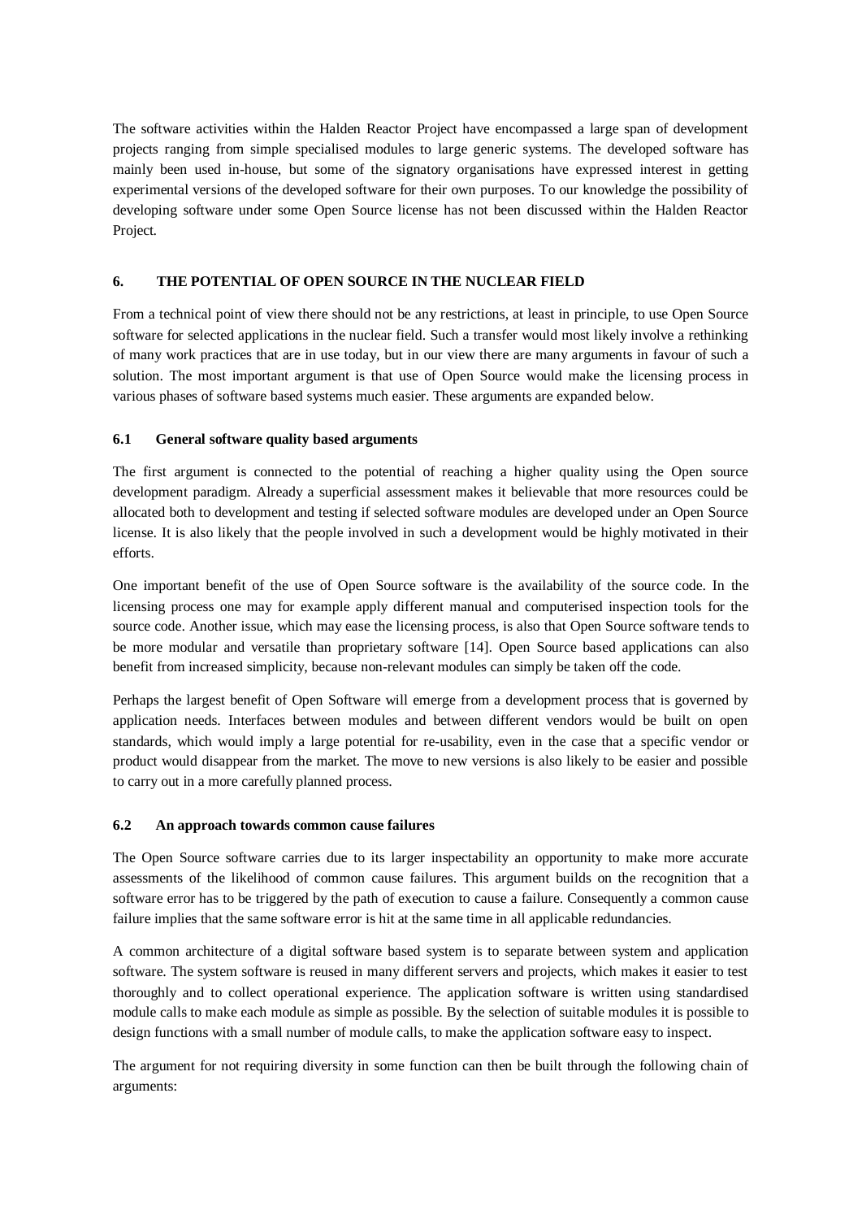The software activities within the Halden Reactor Project have encompassed a large span of development projects ranging from simple specialised modules to large generic systems. The developed software has mainly been used in-house, but some of the signatory organisations have expressed interest in getting experimental versions of the developed software for their own purposes. To our knowledge the possibility of developing software under some Open Source license has not been discussed within the Halden Reactor Project.

## 6. THE POTENTIAL OF OPEN SOURCE IN THE NUCLEAR FIELD

From a technical point of view there should not be any restrictions, at least in principle, to use Open Source software for selected applications in the nuclear field. Such a transfer would most likely involve a rethinking of many work practices that are in use today, but in our view there are many arguments in favour of such a solution. The most important argument is that use of Open Source would make the licensing process in various phases of software based systems much easier. These arguments are expanded below.

### 6.1 General software quality based arguments

The first argument is connected to the potential of reaching a higher quality using the Open source development paradigm. Already a superficial assessment makes it believable that more resources could be allocated both to development and testing if selected software modules are developed under an Open Source license. It is also likely that the people involved in such a development would be highly motivated in their efforts.

One important benefit of the use of Open Source software is the availability of the source code. In the licensing process one may for example apply different manual and computerised inspection tools for the source code. Another issue, which may ease the licensing process, is also that Open Source software tends to be more modular and versatile than proprietary software [14]. Open Source based applications can also benefit from increased simplicity, because non-relevant modules can simply be taken off the code.

Perhaps the largest benefit of Open Software will emerge from a development process that is governed by application needs. Interfaces between modules and between different vendors would be built on open standards, which would imply a large potential for re-usability, even in the case that a specific vendor or product would disappear from the market. The move to new versions is also likely to be easier and possible to carry out in a more carefully planned process.

### 6.2 An approach towards common cause failures

The Open Source software carries due to its larger inspectability an opportunity to make more accurate assessments of the likelihood of common cause failures. This argument builds on the recognition that a software error has to be triggered by the path of execution to cause a failure. Consequently a common cause failure implies that the same software error is hit at the same time in all applicable redundancies.

A common architecture of a digital software based system is to separate between system and application software. The system software is reused in many different servers and projects, which makes it easier to test thoroughly and to collect operational experience. The application software is written using standardised module calls to make each module as simple as possible. By the selection of suitable modules it is possible to design functions with a small number of module calls, to make the application software easy to inspect.

The argument for not requiring diversity in some function can then be built through the following chain of arguments: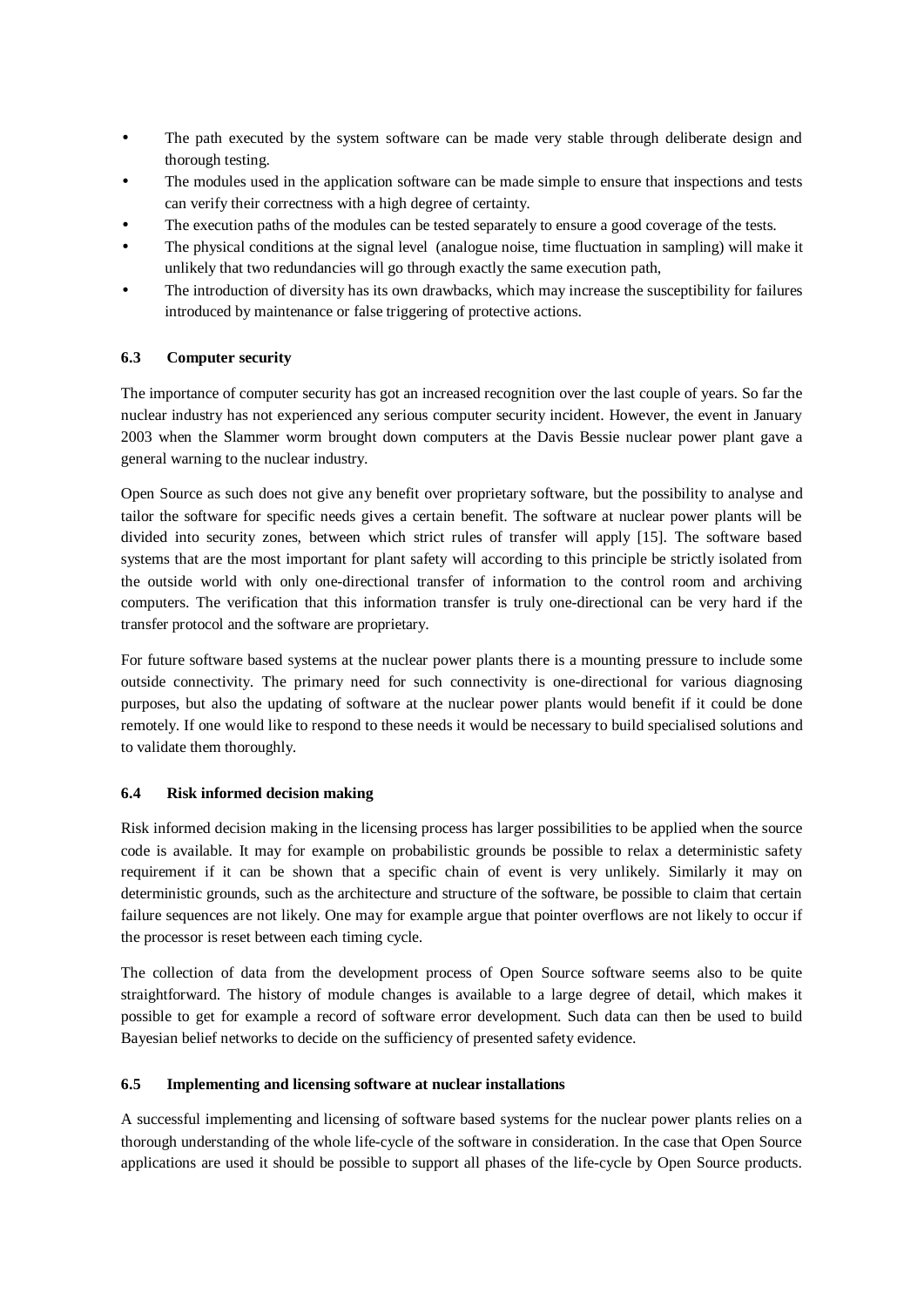- The path executed by the system software can be made very stable through deliberate design and thorough testing.
- The modules used in the application software can be made simple to ensure that inspections and tests can verify their correctness with a high degree of certainty.
- The execution paths of the modules can be tested separately to ensure a good coverage of the tests.
- The physical conditions at the signal level (analogue noise, time fluctuation in sampling) will make it unlikely that two redundancies will go through exactly the same execution path,
- The introduction of diversity has its own drawbacks, which may increase the susceptibility for failures introduced by maintenance or false triggering of protective actions.

### 6.3 Computer security

The importance of computer security has got an increased recognition over the last couple of years. So far the nuclear industry has not experienced any serious computer security incident. However, the event in January 2003 when the Slammer worm brought down computers at the Davis Bessie nuclear power plant gave a general warning to the nuclear industry.

Open Source as such does not give any benefit over proprietary software, but the possibility to analyse and tailor the software for specific needs gives a certain benefit. The software at nuclear power plants will be divided into security zones, between which strict rules of transfer will apply [15]. The software based systems that are the most important for plant safety will according to this principle be strictly isolated from the outside world with only one-directional transfer of information to the control room and archiving computers. The verification that this information transfer is truly one-directional can be very hard if the transfer protocol and the software are proprietary.

For future software based systems at the nuclear power plants there is a mounting pressure to include some outside connectivity. The primary need for such connectivity is one-directional for various diagnosing purposes, but also the updating of software at the nuclear power plants would benefit if it could be done remotely. If one would like to respond to these needs it would be necessary to build specialised solutions and to validate them thoroughly.

### 6.4 Risk informed decision making

Risk informed decision making in the licensing process has larger possibilities to be applied when the source code is available. It may for example on probabilistic grounds be possible to relax a deterministic safety requirement if it can be shown that a specific chain of event is very unlikely. Similarly it may on deterministic grounds, such as the architecture and structure of the software, be possible to claim that certain failure sequences are not likely. One may for example argue that pointer overflows are not likely to occur if the processor is reset between each timing cycle.

The collection of data from the development process of Open Source software seems also to be quite straightforward. The history of module changes is available to a large degree of detail, which makes it possible to get for example a record of software error development. Such data can then be used to build Bayesian belief networks to decide on the sufficiency of presented safety evidence.

### 6.5 Implementing and licensing software at nuclear installations

A successful implementing and licensing of software based systems for the nuclear power plants relies on a thorough understanding of the whole life-cycle of the software in consideration. In the case that Open Source applications are used it should be possible to support all phases of the life-cycle by Open Source products.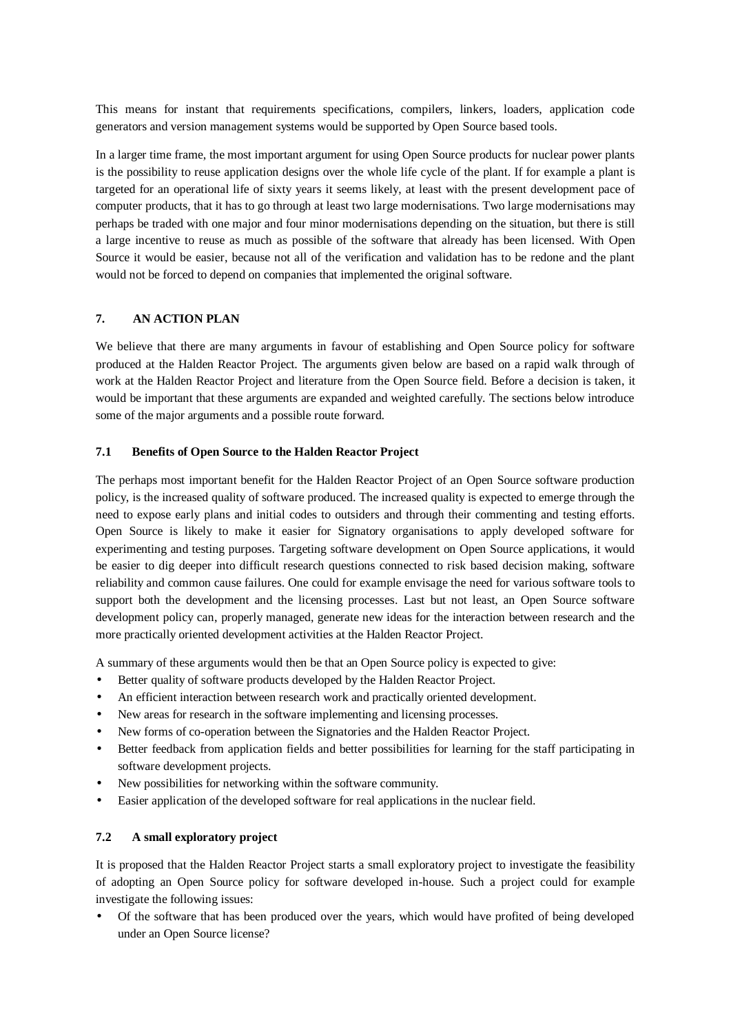This means for instant that requirements specifications, compilers, linkers, loaders, application code generators and version management systems would be supported by Open Source based tools.

In a larger time frame, the most important argument for using Open Source products for nuclear power plants is the possibility to reuse application designs over the whole life cycle of the plant. If for example a plant is targeted for an operational life of sixty years it seems likely, at least with the present development pace of computer products, that it has to go through at least two large modernisations. Two large modernisations may perhaps be traded with one major and four minor modernisations depending on the situation, but there is still a large incentive to reuse as much as possible of the software that already has been licensed. With Open Source it would be easier, because not all of the verification and validation has to be redone and the plant would not be forced to depend on companies that implemented the original software.

## 7. AN ACTION PLAN

We believe that there are many arguments in favour of establishing and Open Source policy for software produced at the Halden Reactor Project. The arguments given below are based on a rapid walk through of work at the Halden Reactor Project and literature from the Open Source field. Before a decision is taken, it would be important that these arguments are expanded and weighted carefully. The sections below introduce some of the major arguments and a possible route forward.

### 7.1 Benefits of Open Source to the Halden Reactor Project

The perhaps most important benefit for the Halden Reactor Project of an Open Source software production policy, is the increased quality of software produced. The increased quality is expected to emerge through the need to expose early plans and initial codes to outsiders and through their commenting and testing efforts. Open Source is likely to make it easier for Signatory organisations to apply developed software for experimenting and testing purposes. Targeting software development on Open Source applications, it would be easier to dig deeper into difficult research questions connected to risk based decision making, software reliability and common cause failures. One could for example envisage the need for various software tools to support both the development and the licensing processes. Last but not least, an Open Source software development policy can, properly managed, generate new ideas for the interaction between research and the more practically oriented development activities at the Halden Reactor Project.

A summary of these arguments would then be that an Open Source policy is expected to give:

- Better quality of software products developed by the Halden Reactor Project.
- An efficient interaction between research work and practically oriented development.
- New areas for research in the software implementing and licensing processes.
- New forms of co-operation between the Signatories and the Halden Reactor Project.
- Better feedback from application fields and better possibilities for learning for the staff participating in software development projects.
- New possibilities for networking within the software community.
- Easier application of the developed software for real applications in the nuclear field.

### 7.2 A small exploratory project

It is proposed that the Halden Reactor Project starts a small exploratory project to investigate the feasibility of adopting an Open Source policy for software developed in-house. Such a project could for example investigate the following issues:

- Of the software that has been produced over the years, which would have profited of being developed under an Open Source license?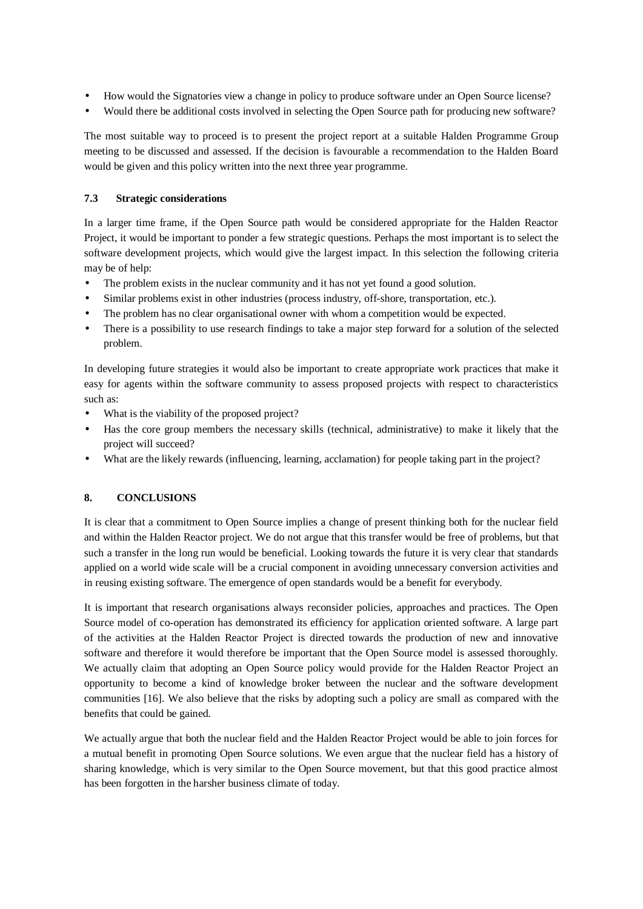- How would the Signatories view a change in policy to produce software under an Open Source license?
- Would there be additional costs involved in selecting the Open Source path for producing new software?

The most suitable way to proceed is to present the project report at a suitable Halden Programme Group meeting to be discussed and assessed. If the decision is favourable a recommendation to the Halden Board would be given and this policy written into the next three year programme.

### 7.3 Strategic considerations

In a larger time frame, if the Open Source path would be considered appropriate for the Halden Reactor Project, it would be important to ponder a few strategic questions. Perhaps the most important is to select the software development projects, which would give the largest impact. In this selection the following criteria may be of help:

- The problem exists in the nuclear community and it has not yet found a good solution.
- Similar problems exist in other industries (process industry, off-shore, transportation, etc.).
- The problem has no clear organisational owner with whom a competition would be expected.
- There is a possibility to use research findings to take a major step forward for a solution of the selected problem.

In developing future strategies it would also be important to create appropriate work practices that make it easy for agents within the software community to assess proposed projects with respect to characteristics such as:

- What is the viability of the proposed project?
- Has the core group members the necessary skills (technical, administrative) to make it likely that the project will succeed?
- What are the likely rewards (influencing, learning, acclamation) for people taking part in the project?

## 8. CONCLUSIONS

It is clear that a commitment to Open Source implies a change of present thinking both for the nuclear field and within the Halden Reactor project. We do not argue that this transfer would be free of problems, but that such a transfer in the long run would be beneficial. Looking towards the future it is very clear that standards applied on a world wide scale will be a crucial component in avoiding unnecessary conversion activities and in reusing existing software. The emergence of open standards would be a benefit for everybody.

It is important that research organisations always reconsider policies, approaches and practices. The Open Source model of co-operation has demonstrated its efficiency for application oriented software. A large part of the activities at the Halden Reactor Project is directed towards the production of new and innovative software and therefore it would therefore be important that the Open Source model is assessed thoroughly. We actually claim that adopting an Open Source policy would provide for the Halden Reactor Project an opportunity to become a kind of knowledge broker between the nuclear and the software development communities [16]. We also believe that the risks by adopting such a policy are small as compared with the benefits that could be gained.

We actually argue that both the nuclear field and the Halden Reactor Project would be able to join forces for a mutual benefit in promoting Open Source solutions. We even argue that the nuclear field has a history of sharing knowledge, which is very similar to the Open Source movement, but that this good practice almost has been forgotten in the harsher business climate of today.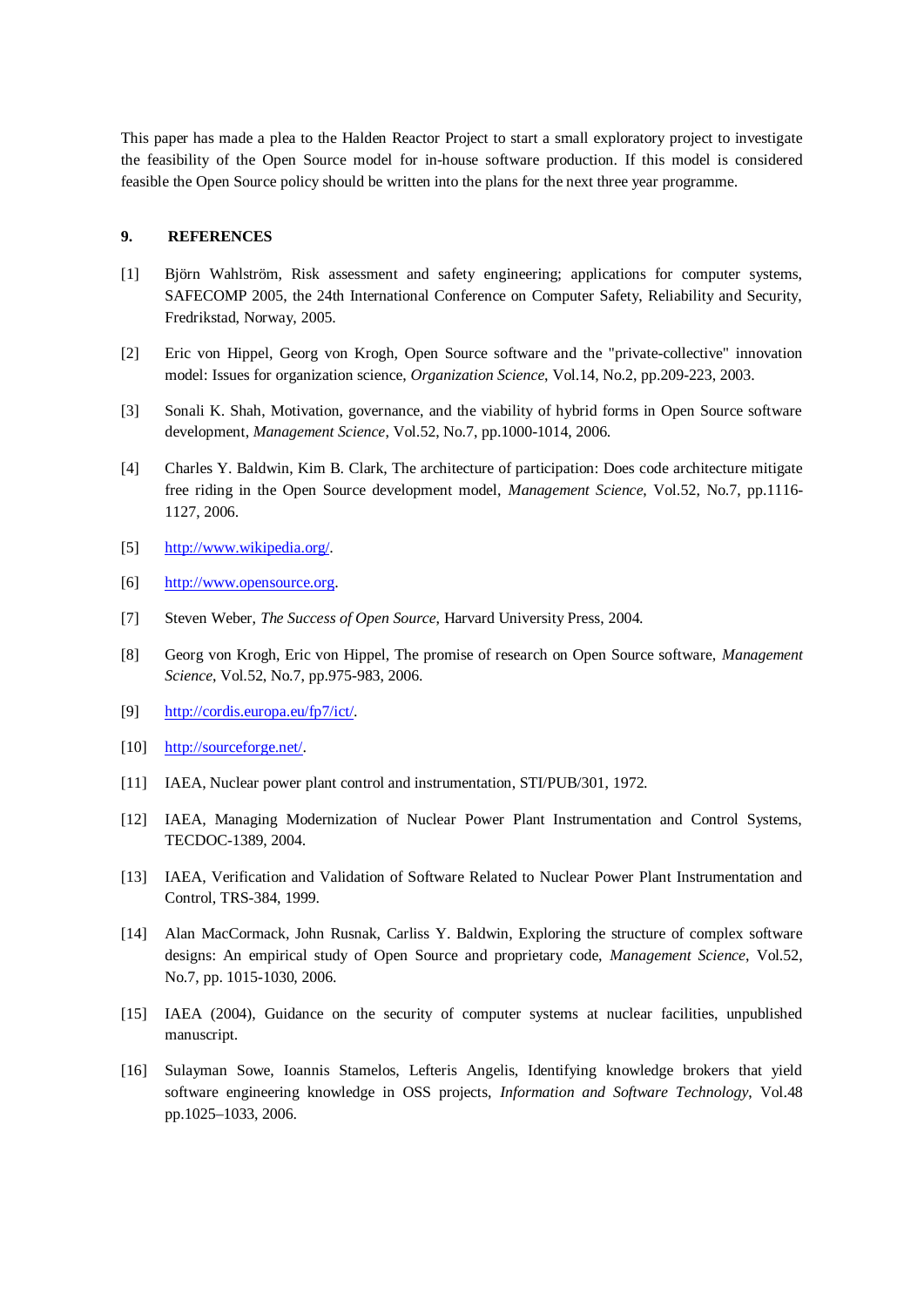This paper has made a plea to the Halden Reactor Project to start a small exploratory project to investigate the feasibility of the Open Source model for in-house software production. If this model is considered feasible the Open Source policy should be written into the plans for the next three year programme.

## 9. REFERENCES

[1] Björn Wahlström, Risk assessment and safety engineering; applications for computer systems, SAFECOMP 2005, the 24th International Conference on Computer Safety, Reliability and Security, Fredrikstad, Norway, 2005.

[2] Eric von Hippel, Georg von Krogh, Open Source software and the "private-collective" innovation model: Issues for organization science, *Organization Science*, Vol.14, No.2, pp.209-223, 2003.

[3] Sonali K. Shah, Motivation, governance, and the viability of hybrid forms in Open Source software development, *Management Science*, Vol.52, No.7, pp.1000-1014, 2006.

[4] Charles Y. Baldwin, Kim B. Clark, The architecture of participation: Does code architecture mitigate free riding in the Open Source development model, *Management Science*, Vol.52, No.7, pp.1116-1127, 2006.

[5] http://www.wikipedia.org/.

[6] http://www.opensource.org.

[7] Steven Weber, *The Success of Open Source*, Harvard University Press, 2004.

[8] Georg von Krogh, Eric von Hippel, The promise of research on Open Source software, *Management Science*, Vol.52, No.7, pp.975-983, 2006.

[9] http://cordis.europa.eu/fp7/ict/.

[10] http://sourceforge.net/.

[11] IAEA, Nuclear power plant control and instrumentation, STI/PUB/301, 1972.

[12] IAEA, Managing Modernization of Nuclear Power Plant Instrumentation and Control Systems, TECDOC-1389, 2004.

[13] IAEA, Verification and Validation of Software Related to Nuclear Power Plant Instrumentation and Control, TRS-384, 1999.

[14] Alan MacCormack, John Rusnak, Carliss Y. Baldwin, Exploring the structure of complex software designs: An empirical study of Open Source and proprietary code, *Management Science*, Vol.52, No.7, pp. 1015-1030, 2006.

[15] IAEA (2004), Guidance on the security of computer systems at nuclear facilities, unpublished manuscript.

[16] Sulayman Sowe, Ioannis Stamelos, Lefteris Angelis, Identifying knowledge brokers that yield software engineering knowledge in OSS projects, *Information and Software Technology*, Vol.48 pp.1025–1033, 2006.